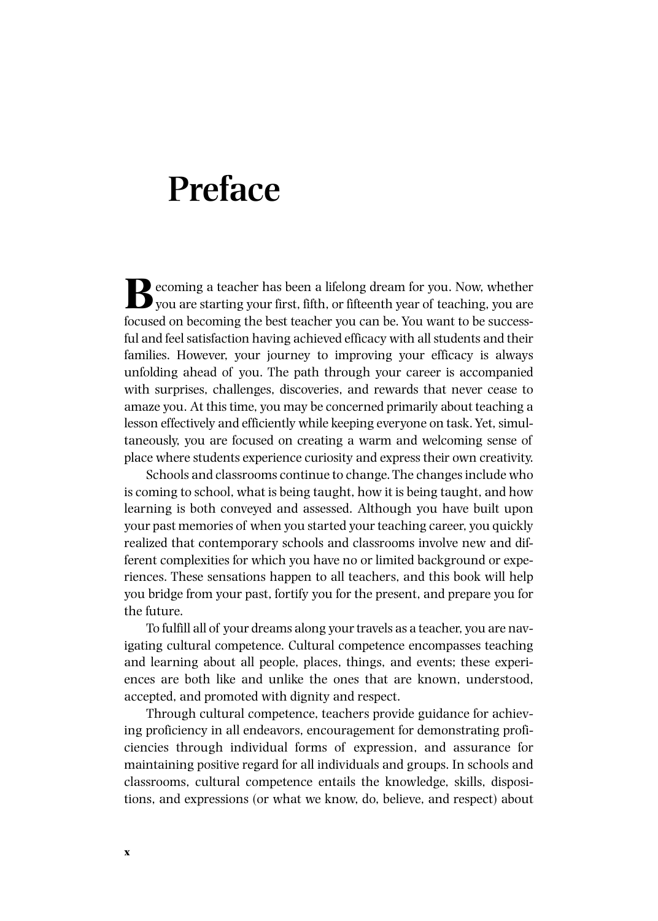# Preface

Becoming a teacher has been a lifelong dream for you. Now, whether you are starting your first, fifth, or fifteenth year of teaching, you are focused on becoming the best teacher you can be. You want to be successful and feel satisfaction having achieved efficacy with all students and their families. However, your journey to improving your efficacy is always unfolding ahead of you. The path through your career is accompanied with surprises, challenges, discoveries, and rewards that never cease to amaze you. At this time, you may be concerned primarily about teaching a lesson effectively and efficiently while keeping everyone on task. Yet, simultaneously, you are focused on creating a warm and welcoming sense of place where students experience curiosity and express their own creativity.

Schools and classrooms continue to change. The changes include who is coming to school, what is being taught, how it is being taught, and how learning is both conveyed and assessed. Although you have built upon your past memories of when you started your teaching career, you quickly realized that contemporary schools and classrooms involve new and different complexities for which you have no or limited background or experiences. These sensations happen to all teachers, and this book will help you bridge from your past, fortify you for the present, and prepare you for the future.

To fulfill all of your dreams along your travels as a teacher, you are navigating cultural competence. Cultural competence encompasses teaching and learning about all people, places, things, and events; these experiences are both like and unlike the ones that are known, understood, accepted, and promoted with dignity and respect.

Through cultural competence, teachers provide guidance for achieving proficiency in all endeavors, encouragement for demonstrating proficiencies through individual forms of expression, and assurance for maintaining positive regard for all individuals and groups. In schools and classrooms, cultural competence entails the knowledge, skills, dispositions, and expressions (or what we know, do, believe, and respect) about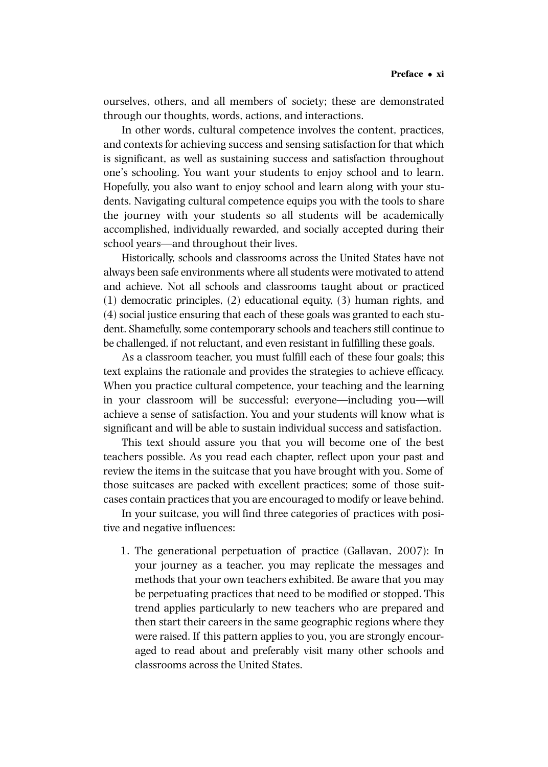ourselves, others, and all members of society; these are demonstrated through our thoughts, words, actions, and interactions.

In other words, cultural competence involves the content, practices, and contexts for achieving success and sensing satisfaction for that which is significant, as well as sustaining success and satisfaction throughout one's schooling. You want your students to enjoy school and to learn. Hopefully, you also want to enjoy school and learn along with your students. Navigating cultural competence equips you with the tools to share the journey with your students so all students will be academically accomplished, individually rewarded, and socially accepted during their school years—and throughout their lives.

Historically, schools and classrooms across the United States have not always been safe environments where all students were motivated to attend and achieve. Not all schools and classrooms taught about or practiced (1) democratic principles, (2) educational equity, (3) human rights, and (4) social justice ensuring that each of these goals was granted to each student. Shamefully, some contemporary schools and teachers still continue to be challenged, if not reluctant, and even resistant in fulfilling these goals.

As a classroom teacher, you must fulfill each of these four goals; this text explains the rationale and provides the strategies to achieve efficacy. When you practice cultural competence, your teaching and the learning in your classroom will be successful; everyone—including you—will achieve a sense of satisfaction. You and your students will know what is significant and will be able to sustain individual success and satisfaction.

This text should assure you that you will become one of the best teachers possible. As you read each chapter, reflect upon your past and review the items in the suitcase that you have brought with you. Some of those suitcases are packed with excellent practices; some of those suitcases contain practices that you are encouraged to modify or leave behind.

In your suitcase, you will find three categories of practices with positive and negative influences:

1. The generational perpetuation of practice (Gallavan, 2007): In your journey as a teacher, you may replicate the messages and methods that your own teachers exhibited. Be aware that you may be perpetuating practices that need to be modified or stopped. This trend applies particularly to new teachers who are prepared and then start their careers in the same geographic regions where they were raised. If this pattern applies to you, you are strongly encouraged to read about and preferably visit many other schools and classrooms across the United States.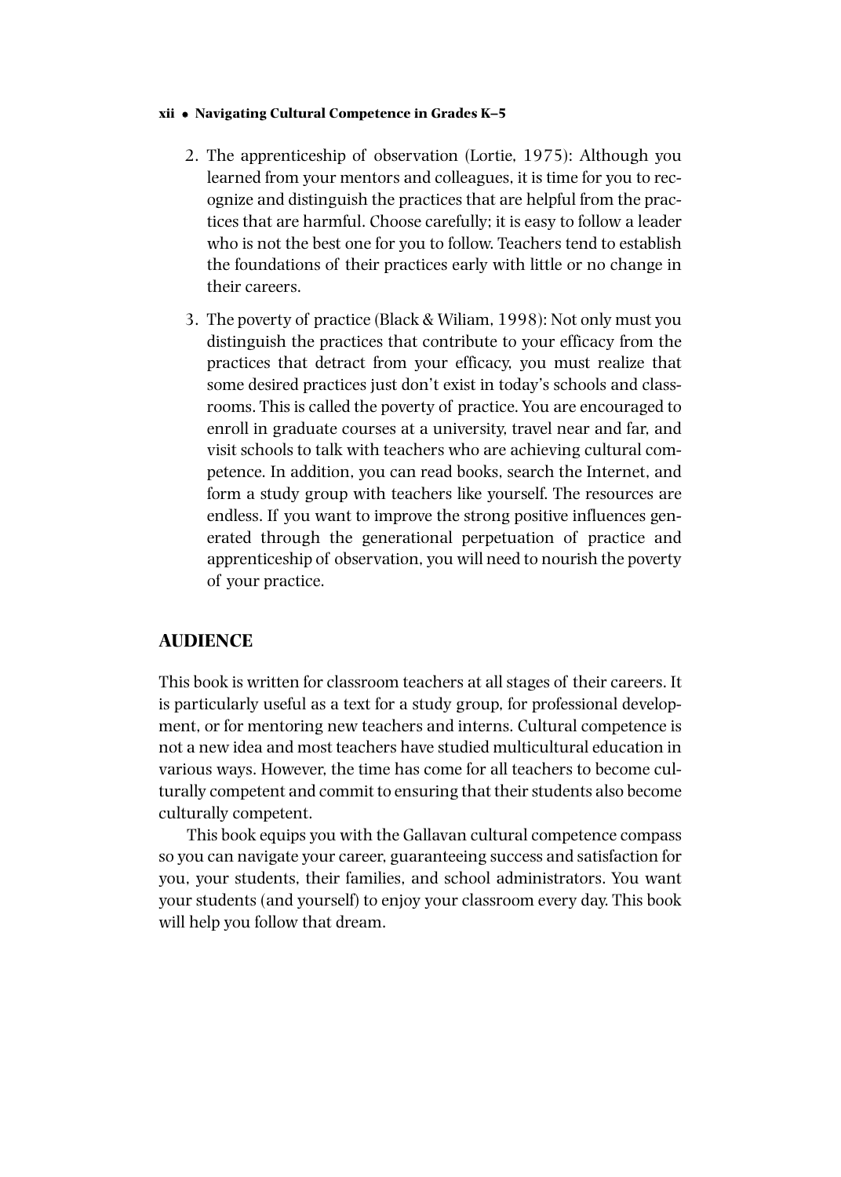2. The apprenticeship of observation (Lortie, 1975): Although you learned from your mentors and colleagues, it is time for you to recognize and distinguish the practices that are helpful from the practices that are harmful. Choose carefully; it is easy to follow a leader who is not the best one for you to follow. Teachers tend to establish the foundations of their practices early with little or no change in their careers.

3. The poverty of practice (Black & Wiliam, 1998): Not only must you distinguish the practices that contribute to your efficacy from the practices that detract from your efficacy, you must realize that some desired practices just don't exist in today's schools and classrooms. This is called the poverty of practice. You are encouraged to enroll in graduate courses at a university, travel near and far, and visit schools to talk with teachers who are achieving cultural competence. In addition, you can read books, search the Internet, and form a study group with teachers like yourself. The resources are endless. If you want to improve the strong positive influences generated through the generational perpetuation of practice and apprenticeship of observation, you will need to nourish the poverty of your practice.

## AUDIENCE

This book is written for classroom teachers at all stages of their careers. It is particularly useful as a text for a study group, for professional development, or for mentoring new teachers and interns. Cultural competence is not a new idea and most teachers have studied multicultural education in various ways. However, the time has come for all teachers to become culturally competent and commit to ensuring that their students also become culturally competent.

This book equips you with the Gallavan cultural competence compass so you can navigate your career, guaranteeing success and satisfaction for you, your students, their families, and school administrators. You want your students (and yourself) to enjoy your classroom every day. This book will help you follow that dream.